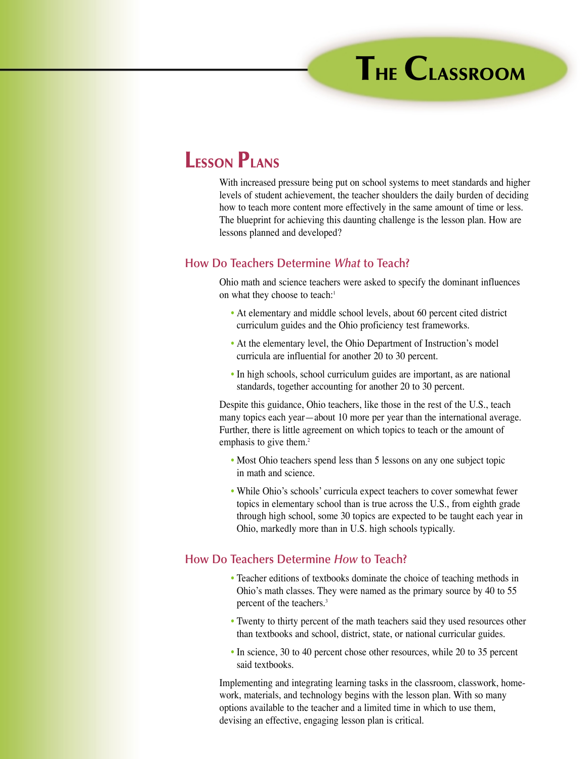# The Classroom

## Lesson Plans

With increased pressure being put on school systems to meet standards and higher levels of student achievement, the teacher shoulders the daily burden of deciding how to teach more content more effectively in the same amount of time or less. The blueprint for achieving this daunting challenge is the lesson plan. How are lessons planned and developed?

### How Do Teachers Determine *What* to Teach?

Ohio math and science teachers were asked to specify the dominant influences on what they choose to teach:[1]

- At elementary and middle school levels, about 60 percent cited district curriculum guides and the Ohio proficiency test frameworks.
- At the elementary level, the Ohio Department of Instruction's model curricula are influential for another 20 to 30 percent.
- In high schools, school curriculum guides are important, as are national standards, together accounting for another 20 to 30 percent.

Despite this guidance, Ohio teachers, like those in the rest of the U.S., teach many topics each year—about 10 more per year than the international average. Further, there is little agreement on which topics to teach or the amount of emphasis to give them.[2]

- Most Ohio teachers spend less than 5 lessons on any one subject topic in math and science.
- While Ohio's schools' curricula expect teachers to cover somewhat fewer topics in elementary school than is true across the U.S., from eighth grade through high school, some 30 topics are expected to be taught each year in Ohio, markedly more than in U.S. high schools typically.

### How Do Teachers Determine *How* to Teach?

- Teacher editions of textbooks dominate the choice of teaching methods in Ohio's math classes. They were named as the primary source by 40 to 55 percent of the teachers.[3]
- Twenty to thirty percent of the math teachers said they used resources other than textbooks and school, district, state, or national curricular guides.
- In science, 30 to 40 percent chose other resources, while 20 to 35 percent said textbooks.

Implementing and integrating learning tasks in the classroom, classwork, homework, materials, and technology begins with the lesson plan. With so many options available to the teacher and a limited time in which to use them, devising an effective, engaging lesson plan is critical.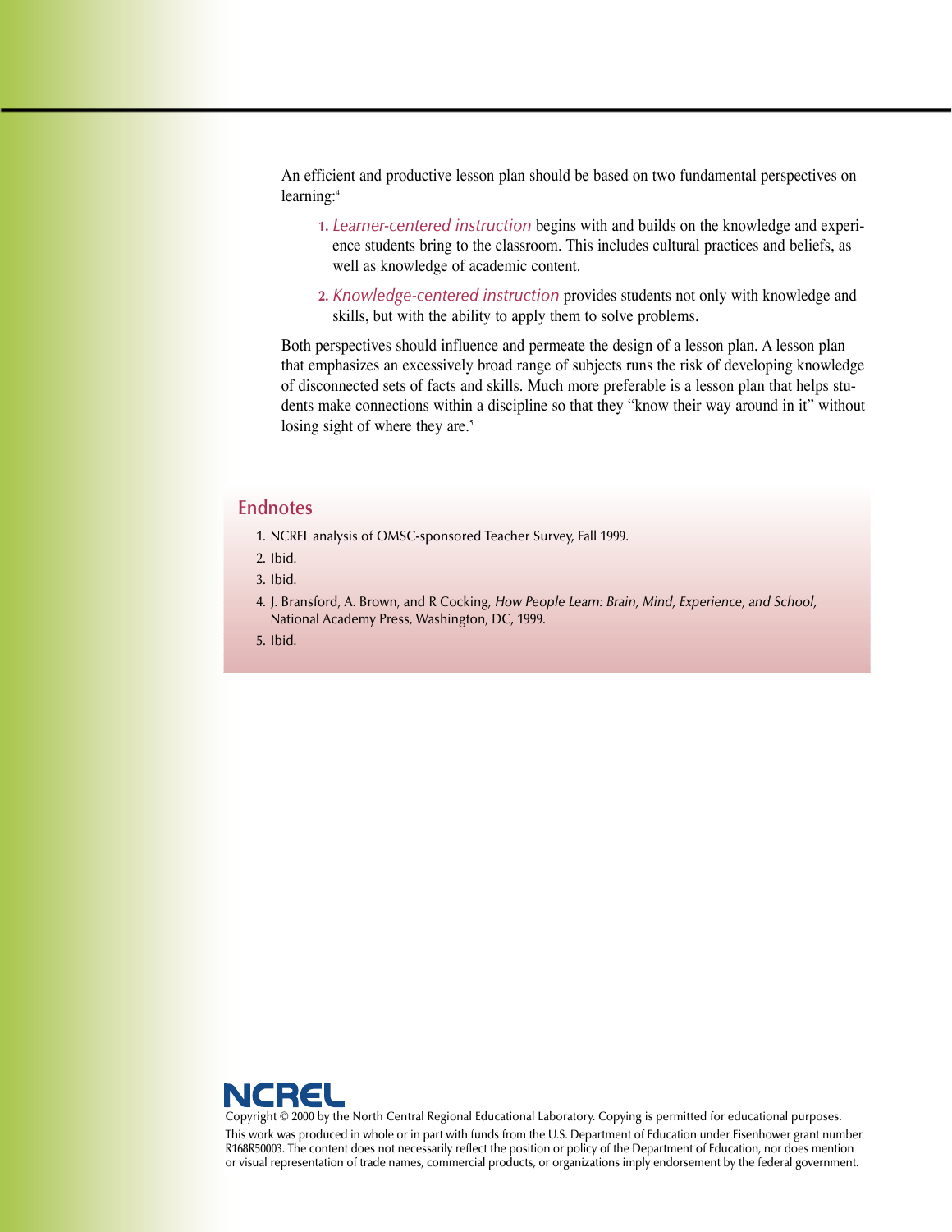An efficient and productive lesson plan should be based on two fundamental perspectives on learning:[4]

1. *Learner-centered instruction* begins with and builds on the knowledge and experience students bring to the classroom. This includes cultural practices and beliefs, as well as knowledge of academic content.
2. *Knowledge-centered instruction* provides students not only with knowledge and skills, but with the ability to apply them to solve problems.

Both perspectives should influence and permeate the design of a lesson plan. A lesson plan that emphasizes an excessively broad range of subjects runs the risk of developing knowledge of disconnected sets of facts and skills. Much more preferable is a lesson plan that helps students make connections within a discipline so that they "know their way around in it" without losing sight of where they are.[5]

## Endnotes

1. NCREL analysis of OMSC-sponsored Teacher Survey, Fall 1999.
2. Ibid.
3. Ibid.
4. J. Bransford, A. Brown, and R Cocking, *How People Learn: Brain, Mind, Experience, and School,* National Academy Press, Washington, DC, 1999.
5. Ibid.

NCREL

Copyright © 2000 by the North Central Regional Educational Laboratory. Copying is permitted for educational purposes.

This work was produced in whole or in part with funds from the U.S. Department of Education under Eisenhower grant number R168R50003. The content does not necessarily reflect the position or policy of the Department of Education, nor does mention or visual representation of trade names, commercial products, or organizations imply endorsement by the federal government.